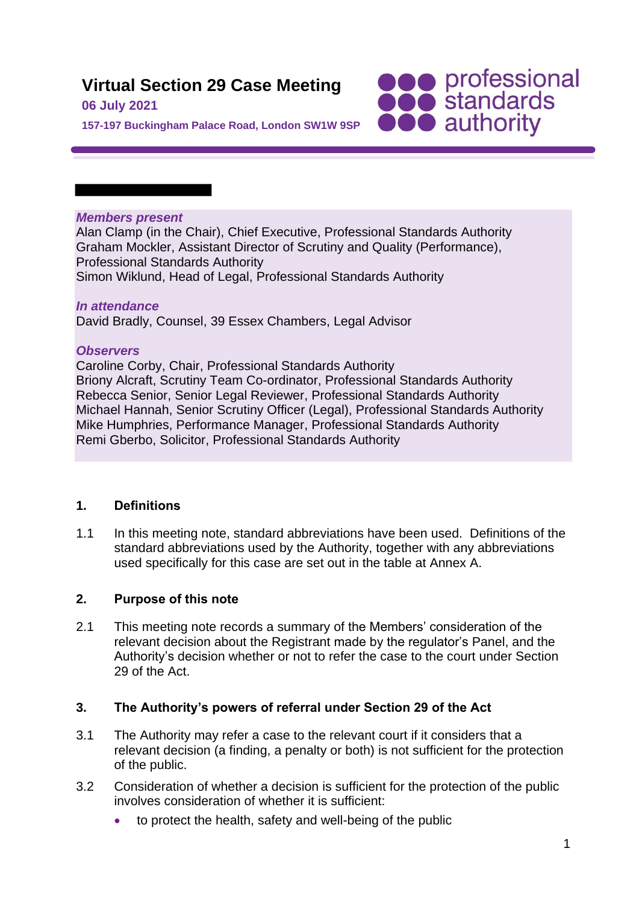# Virtual Section 29 Case Meeting

**06 July 2021**

**157-197 Buckingham Palace Road, London SW1W 9SP**

professional standards authority

***Members present***

Alan Clamp (in the Chair), Chief Executive, Professional Standards Authority
Graham Mockler, Assistant Director of Scrutiny and Quality (Performance), Professional Standards Authority
Simon Wiklund, Head of Legal, Professional Standards Authority

***In attendance***

David Bradly, Counsel, 39 Essex Chambers, Legal Advisor

***Observers***

Caroline Corby, Chair, Professional Standards Authority
Briony Alcraft, Scrutiny Team Co-ordinator, Professional Standards Authority
Rebecca Senior, Senior Legal Reviewer, Professional Standards Authority
Michael Hannah, Senior Scrutiny Officer (Legal), Professional Standards Authority
Mike Humphries, Performance Manager, Professional Standards Authority
Remi Gberbo, Solicitor, Professional Standards Authority

## 1. Definitions

1.1 In this meeting note, standard abbreviations have been used. Definitions of the standard abbreviations used by the Authority, together with any abbreviations used specifically for this case are set out in the table at Annex A.

## 2. Purpose of this note

2.1 This meeting note records a summary of the Members' consideration of the relevant decision about the Registrant made by the regulator's Panel, and the Authority's decision whether or not to refer the case to the court under Section 29 of the Act.

## 3. The Authority's powers of referral under Section 29 of the Act

3.1 The Authority may refer a case to the relevant court if it considers that a relevant decision (a finding, a penalty or both) is not sufficient for the protection of the public.

3.2 Consideration of whether a decision is sufficient for the protection of the public involves consideration of whether it is sufficient:

- to protect the health, safety and well-being of the public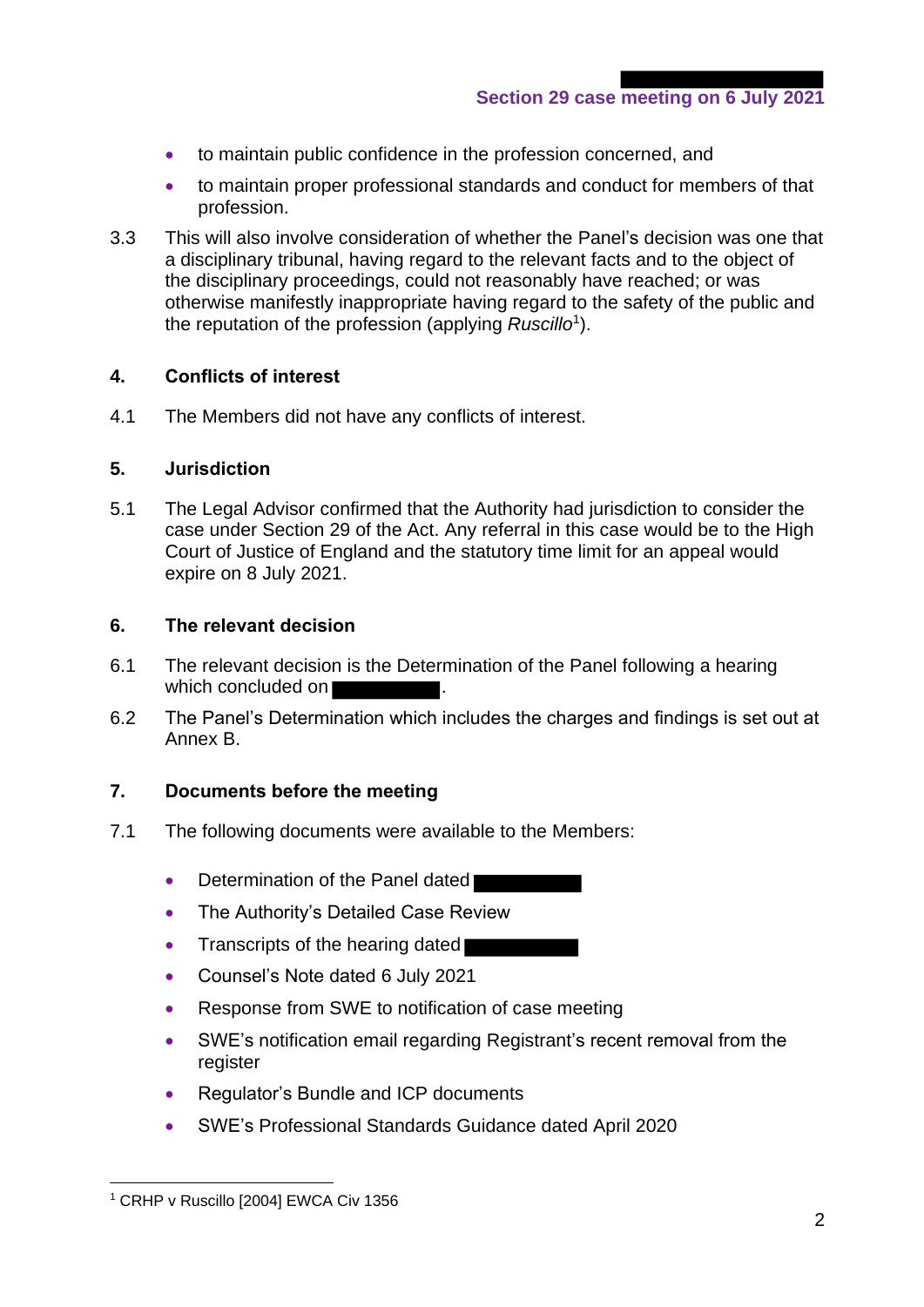- to maintain public confidence in the profession concerned, and
- to maintain proper professional standards and conduct for members of that profession.

3.3 This will also involve consideration of whether the Panel's decision was one that a disciplinary tribunal, having regard to the relevant facts and to the object of the disciplinary proceedings, could not reasonably have reached; or was otherwise manifestly inappropriate having regard to the safety of the public and the reputation of the profession (applying *Ruscillo*[1]).

## 4. Conflicts of interest

4.1 The Members did not have any conflicts of interest.

## 5. Jurisdiction

5.1 The Legal Advisor confirmed that the Authority had jurisdiction to consider the case under Section 29 of the Act. Any referral in this case would be to the High Court of Justice of England and the statutory time limit for an appeal would expire on 8 July 2021.

## 6. The relevant decision

6.1 The relevant decision is the Determination of the Panel following a hearing which concluded on [REDACTED].

6.2 The Panel's Determination which includes the charges and findings is set out at Annex B.

## 7. Documents before the meeting

7.1 The following documents were available to the Members:

- Determination of the Panel dated [REDACTED]
- The Authority's Detailed Case Review
- Transcripts of the hearing dated [REDACTED]
- Counsel's Note dated 6 July 2021
- Response from SWE to notification of case meeting
- SWE's notification email regarding Registrant's recent removal from the register
- Regulator's Bundle and ICP documents
- SWE's Professional Standards Guidance dated April 2020

[1] CRHP v Ruscillo [2004] EWCA Civ 1356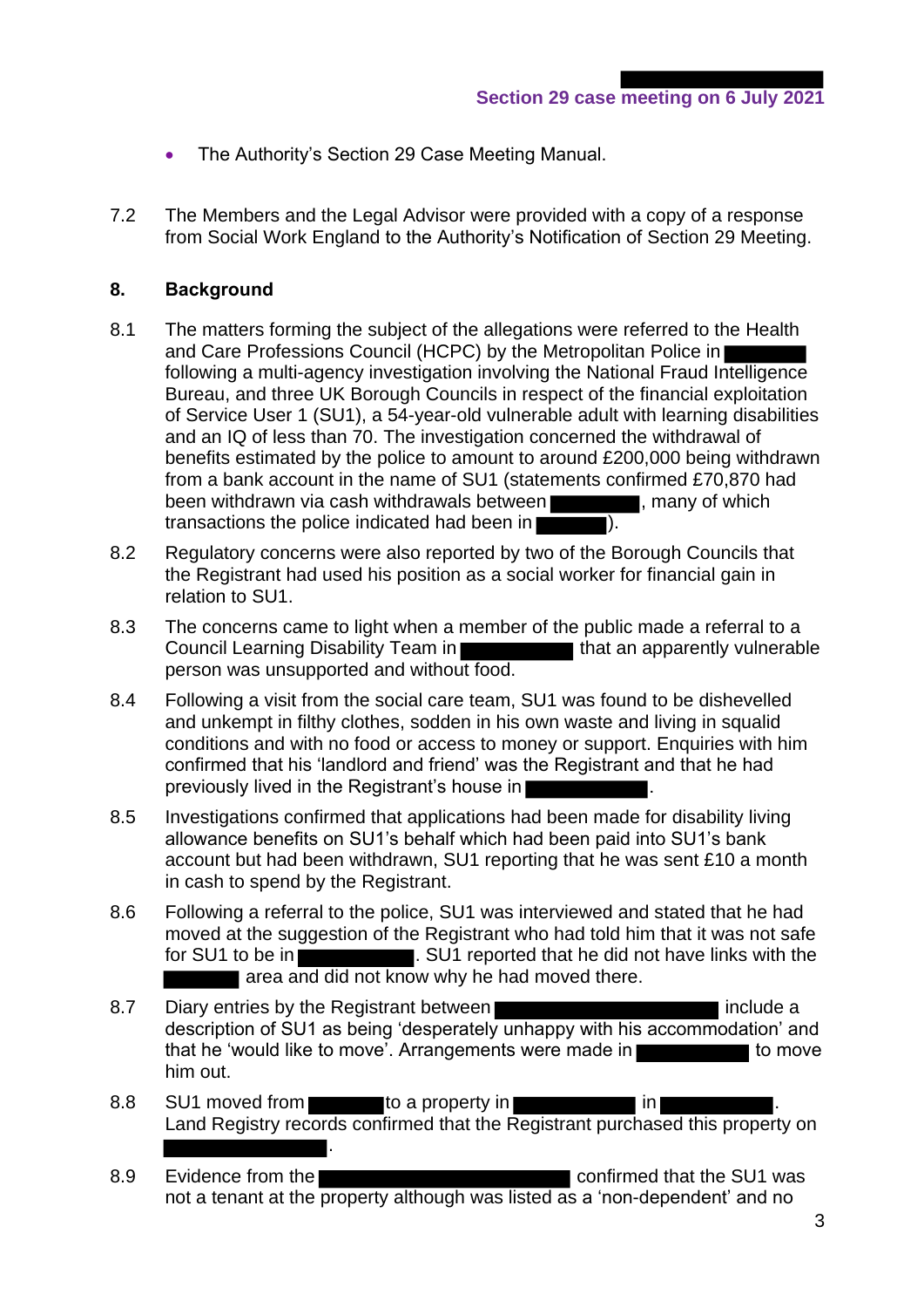- The Authority's Section 29 Case Meeting Manual.

7.2 The Members and the Legal Advisor were provided with a copy of a response from Social Work England to the Authority's Notification of Section 29 Meeting.

## 8. Background

8.1 The matters forming the subject of the allegations were referred to the Health and Care Professions Council (HCPC) by the Metropolitan Police in ████ following a multi-agency investigation involving the National Fraud Intelligence Bureau, and three UK Borough Councils in respect of the financial exploitation of Service User 1 (SU1), a 54-year-old vulnerable adult with learning disabilities and an IQ of less than 70. The investigation concerned the withdrawal of benefits estimated by the police to amount to around £200,000 being withdrawn from a bank account in the name of SU1 (statements confirmed £70,870 had been withdrawn via cash withdrawals between ████, many of which transactions the police indicated had been in ████).

8.2 Regulatory concerns were also reported by two of the Borough Councils that the Registrant had used his position as a social worker for financial gain in relation to SU1.

8.3 The concerns came to light when a member of the public made a referral to a Council Learning Disability Team in ████ that an apparently vulnerable person was unsupported and without food.

8.4 Following a visit from the social care team, SU1 was found to be dishevelled and unkempt in filthy clothes, sodden in his own waste and living in squalid conditions and with no food or access to money or support. Enquiries with him confirmed that his 'landlord and friend' was the Registrant and that he had previously lived in the Registrant's house in ████.

8.5 Investigations confirmed that applications had been made for disability living allowance benefits on SU1's behalf which had been paid into SU1's bank account but had been withdrawn, SU1 reporting that he was sent £10 a month in cash to spend by the Registrant.

8.6 Following a referral to the police, SU1 was interviewed and stated that he had moved at the suggestion of the Registrant who had told him that it was not safe for SU1 to be in ████. SU1 reported that he did not have links with the ████ area and did not know why he had moved there.

8.7 Diary entries by the Registrant between ████ include a description of SU1 as being 'desperately unhappy with his accommodation' and that he 'would like to move'. Arrangements were made in ████ to move him out.

8.8 SU1 moved from ████ to a property in ████ in ████. Land Registry records confirmed that the Registrant purchased this property on ████.

8.9 Evidence from the ████ confirmed that the SU1 was not a tenant at the property although was listed as a 'non-dependent' and no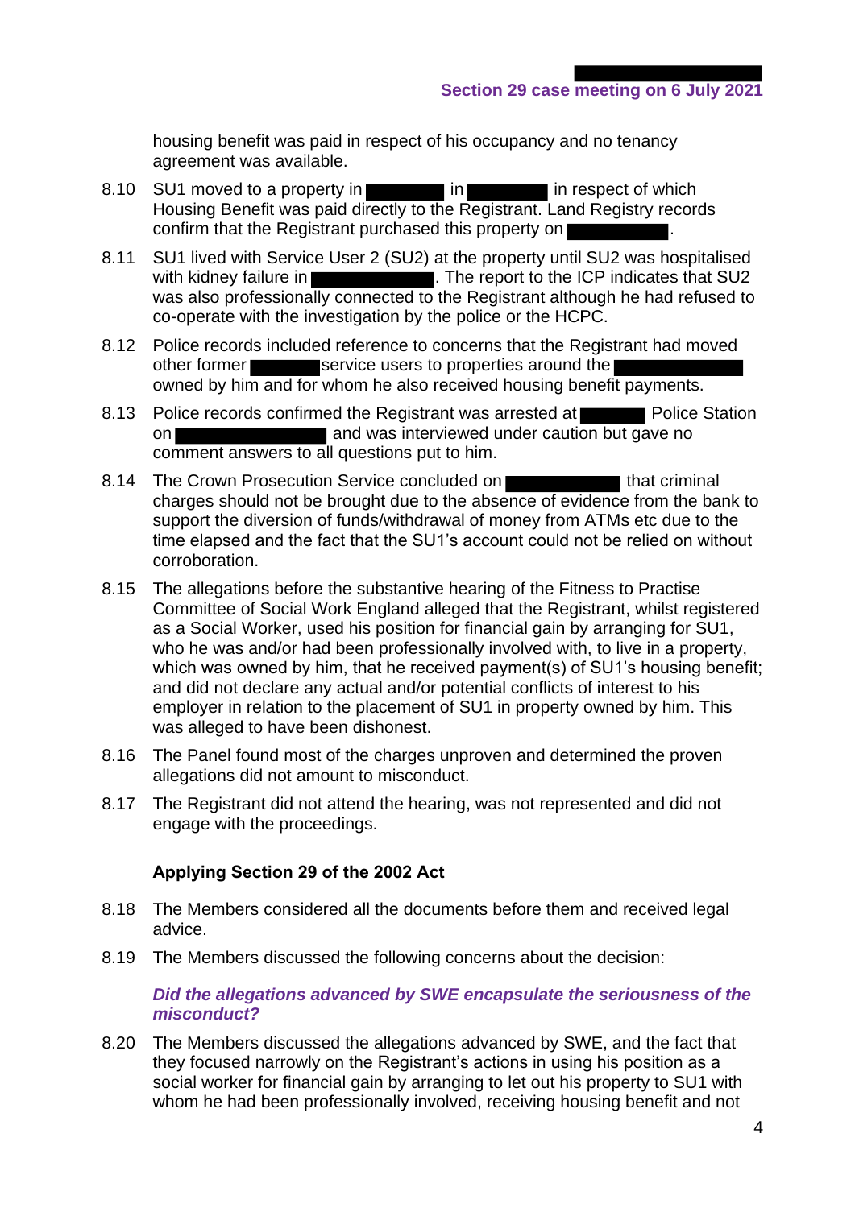housing benefit was paid in respect of his occupancy and no tenancy agreement was available.

8.10 SU1 moved to a property in ██████ in ██████ in respect of which Housing Benefit was paid directly to the Registrant. Land Registry records confirm that the Registrant purchased this property on ██████.

8.11 SU1 lived with Service User 2 (SU2) at the property until SU2 was hospitalised with kidney failure in ██████. The report to the ICP indicates that SU2 was also professionally connected to the Registrant although he had refused to co-operate with the investigation by the police or the HCPC.

8.12 Police records included reference to concerns that the Registrant had moved other former ██████ service users to properties around the ██████ owned by him and for whom he also received housing benefit payments.

8.13 Police records confirmed the Registrant was arrested at ██████ Police Station on ██████ and was interviewed under caution but gave no comment answers to all questions put to him.

8.14 The Crown Prosecution Service concluded on ██████ that criminal charges should not be brought due to the absence of evidence from the bank to support the diversion of funds/withdrawal of money from ATMs etc due to the time elapsed and the fact that the SU1's account could not be relied on without corroboration.

8.15 The allegations before the substantive hearing of the Fitness to Practise Committee of Social Work England alleged that the Registrant, whilst registered as a Social Worker, used his position for financial gain by arranging for SU1, who he was and/or had been professionally involved with, to live in a property, which was owned by him, that he received payment(s) of SU1's housing benefit; and did not declare any actual and/or potential conflicts of interest to his employer in relation to the placement of SU1 in property owned by him. This was alleged to have been dishonest.

8.16 The Panel found most of the charges unproven and determined the proven allegations did not amount to misconduct.

8.17 The Registrant did not attend the hearing, was not represented and did not engage with the proceedings.

**Applying Section 29 of the 2002 Act**

8.18 The Members considered all the documents before them and received legal advice.

8.19 The Members discussed the following concerns about the decision:

***Did the allegations advanced by SWE encapsulate the seriousness of the misconduct?***

8.20 The Members discussed the allegations advanced by SWE, and the fact that they focused narrowly on the Registrant's actions in using his position as a social worker for financial gain by arranging to let out his property to SU1 with whom he had been professionally involved, receiving housing benefit and not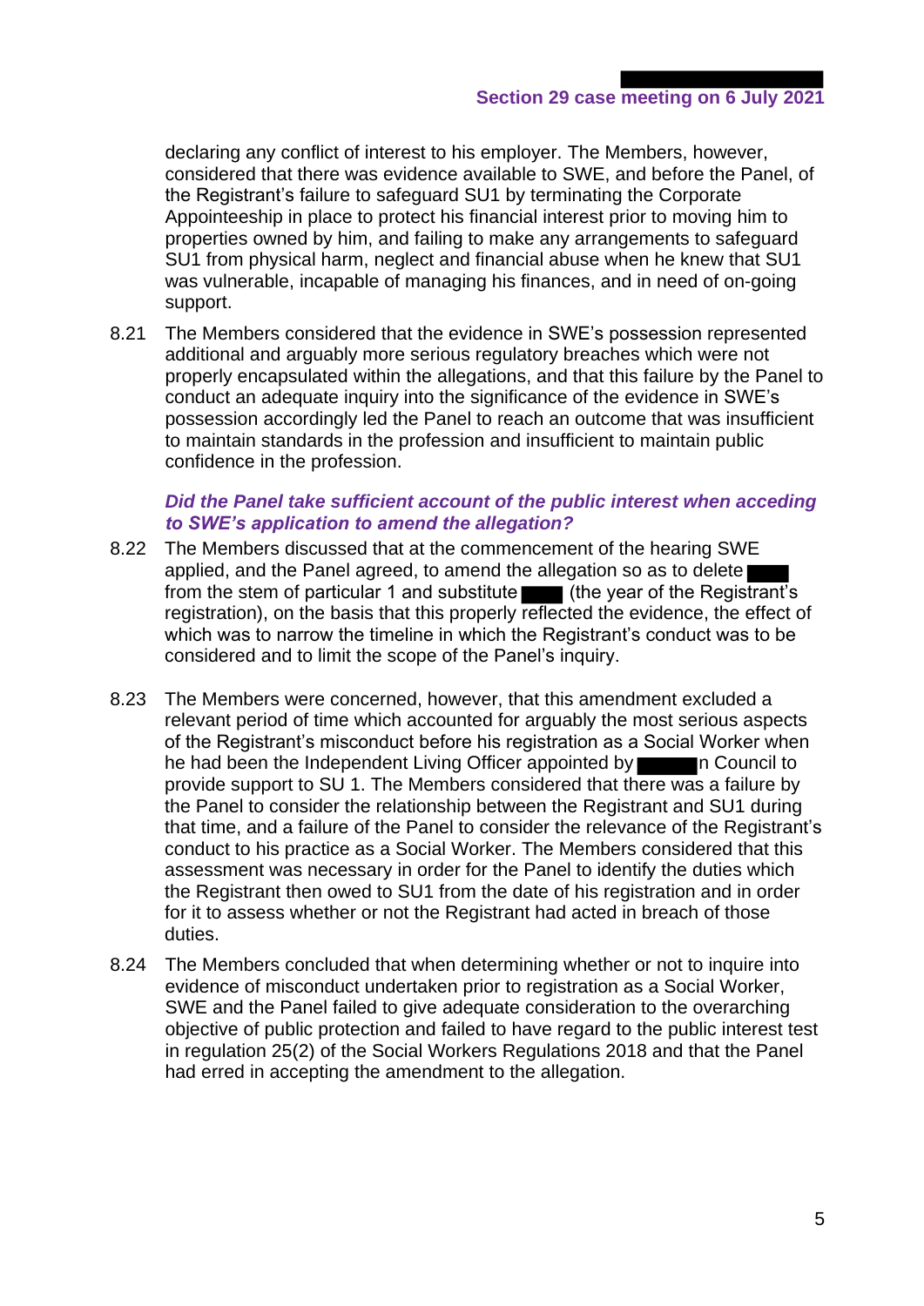declaring any conflict of interest to his employer. The Members, however, considered that there was evidence available to SWE, and before the Panel, of the Registrant's failure to safeguard SU1 by terminating the Corporate Appointeeship in place to protect his financial interest prior to moving him to properties owned by him, and failing to make any arrangements to safeguard SU1 from physical harm, neglect and financial abuse when he knew that SU1 was vulnerable, incapable of managing his finances, and in need of on-going support.

8.21 The Members considered that the evidence in SWE's possession represented additional and arguably more serious regulatory breaches which were not properly encapsulated within the allegations, and that this failure by the Panel to conduct an adequate inquiry into the significance of the evidence in SWE's possession accordingly led the Panel to reach an outcome that was insufficient to maintain standards in the profession and insufficient to maintain public confidence in the profession.

***Did the Panel take sufficient account of the public interest when acceding to SWE's application to amend the allegation?***

8.22 The Members discussed that at the commencement of the hearing SWE applied, and the Panel agreed, to amend the allegation so as to delete ████ from the stem of particular 1 and substitute ████ (the year of the Registrant's registration), on the basis that this properly reflected the evidence, the effect of which was to narrow the timeline in which the Registrant's conduct was to be considered and to limit the scope of the Panel's inquiry.

8.23 The Members were concerned, however, that this amendment excluded a relevant period of time which accounted for arguably the most serious aspects of the Registrant's misconduct before his registration as a Social Worker when he had been the Independent Living Officer appointed by ██████n Council to provide support to SU 1. The Members considered that there was a failure by the Panel to consider the relationship between the Registrant and SU1 during that time, and a failure of the Panel to consider the relevance of the Registrant's conduct to his practice as a Social Worker. The Members considered that this assessment was necessary in order for the Panel to identify the duties which the Registrant then owed to SU1 from the date of his registration and in order for it to assess whether or not the Registrant had acted in breach of those duties.

8.24 The Members concluded that when determining whether or not to inquire into evidence of misconduct undertaken prior to registration as a Social Worker, SWE and the Panel failed to give adequate consideration to the overarching objective of public protection and failed to have regard to the public interest test in regulation 25(2) of the Social Workers Regulations 2018 and that the Panel had erred in accepting the amendment to the allegation.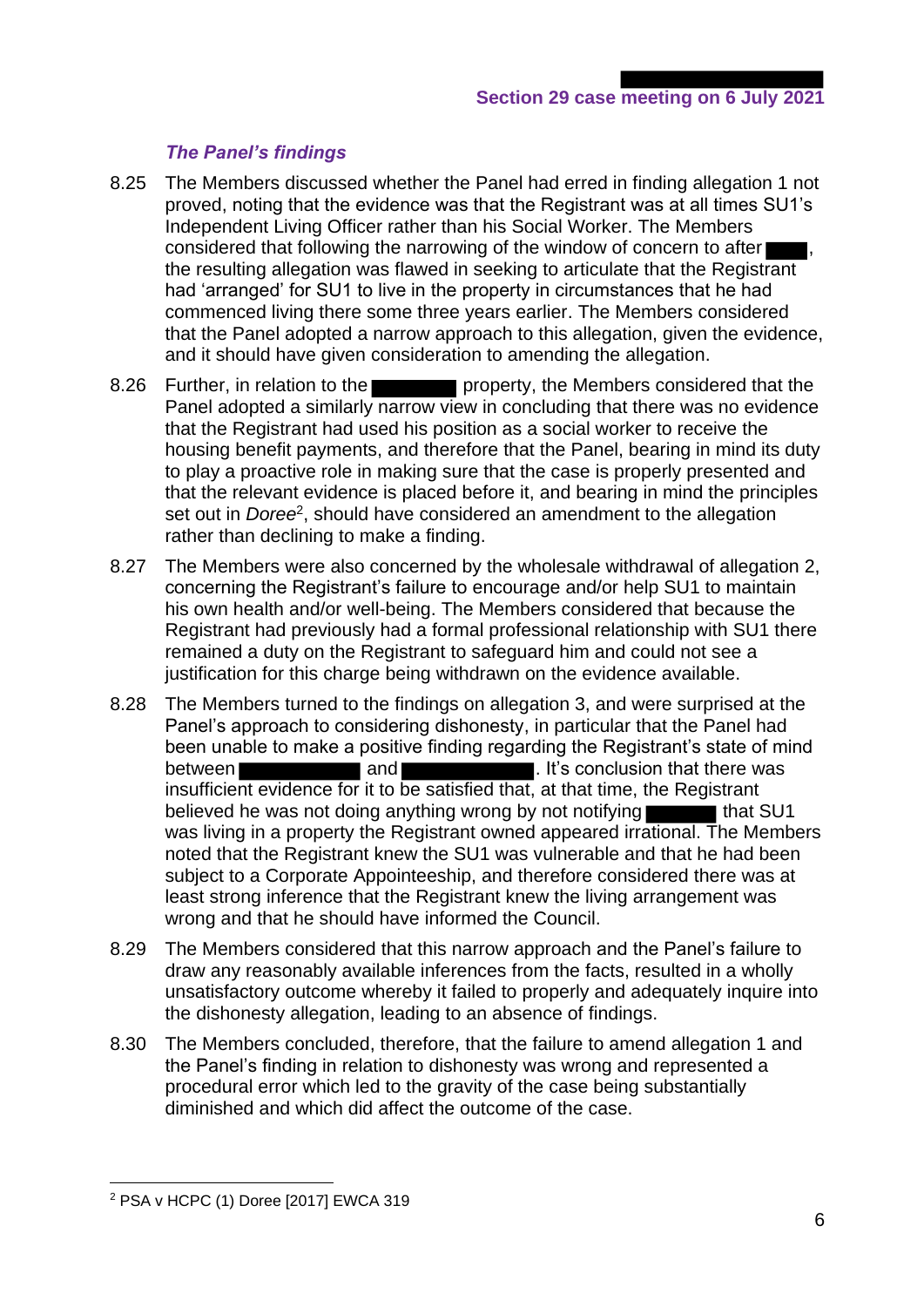### *The Panel's findings*

8.25 The Members discussed whether the Panel had erred in finding allegation 1 not proved, noting that the evidence was that the Registrant was at all times SU1's Independent Living Officer rather than his Social Worker. The Members considered that following the narrowing of the window of concern to after ███, the resulting allegation was flawed in seeking to articulate that the Registrant had 'arranged' for SU1 to live in the property in circumstances that he had commenced living there some three years earlier. The Members considered that the Panel adopted a narrow approach to this allegation, given the evidence, and it should have given consideration to amending the allegation.

8.26 Further, in relation to the ███████ property, the Members considered that the Panel adopted a similarly narrow view in concluding that there was no evidence that the Registrant had used his position as a social worker to receive the housing benefit payments, and therefore that the Panel, bearing in mind its duty to play a proactive role in making sure that the case is properly presented and that the relevant evidence is placed before it, and bearing in mind the principles set out in *Doree*[2], should have considered an amendment to the allegation rather than declining to make a finding.

8.27 The Members were also concerned by the wholesale withdrawal of allegation 2, concerning the Registrant's failure to encourage and/or help SU1 to maintain his own health and/or well-being. The Members considered that because the Registrant had previously had a formal professional relationship with SU1 there remained a duty on the Registrant to safeguard him and could not see a justification for this charge being withdrawn on the evidence available.

8.28 The Members turned to the findings on allegation 3, and were surprised at the Panel's approach to considering dishonesty, in particular that the Panel had been unable to make a positive finding regarding the Registrant's state of mind between ██████████ and ██████████. It's conclusion that there was insufficient evidence for it to be satisfied that, at that time, the Registrant believed he was not doing anything wrong by not notifying ██████ that SU1 was living in a property the Registrant owned appeared irrational. The Members noted that the Registrant knew the SU1 was vulnerable and that he had been subject to a Corporate Appointeeship, and therefore considered there was at least strong inference that the Registrant knew the living arrangement was wrong and that he should have informed the Council.

8.29 The Members considered that this narrow approach and the Panel's failure to draw any reasonably available inferences from the facts, resulted in a wholly unsatisfactory outcome whereby it failed to properly and adequately inquire into the dishonesty allegation, leading to an absence of findings.

8.30 The Members concluded, therefore, that the failure to amend allegation 1 and the Panel's finding in relation to dishonesty was wrong and represented a procedural error which led to the gravity of the case being substantially diminished and which did affect the outcome of the case.

---

[2] PSA v HCPC (1) Doree [2017] EWCA 319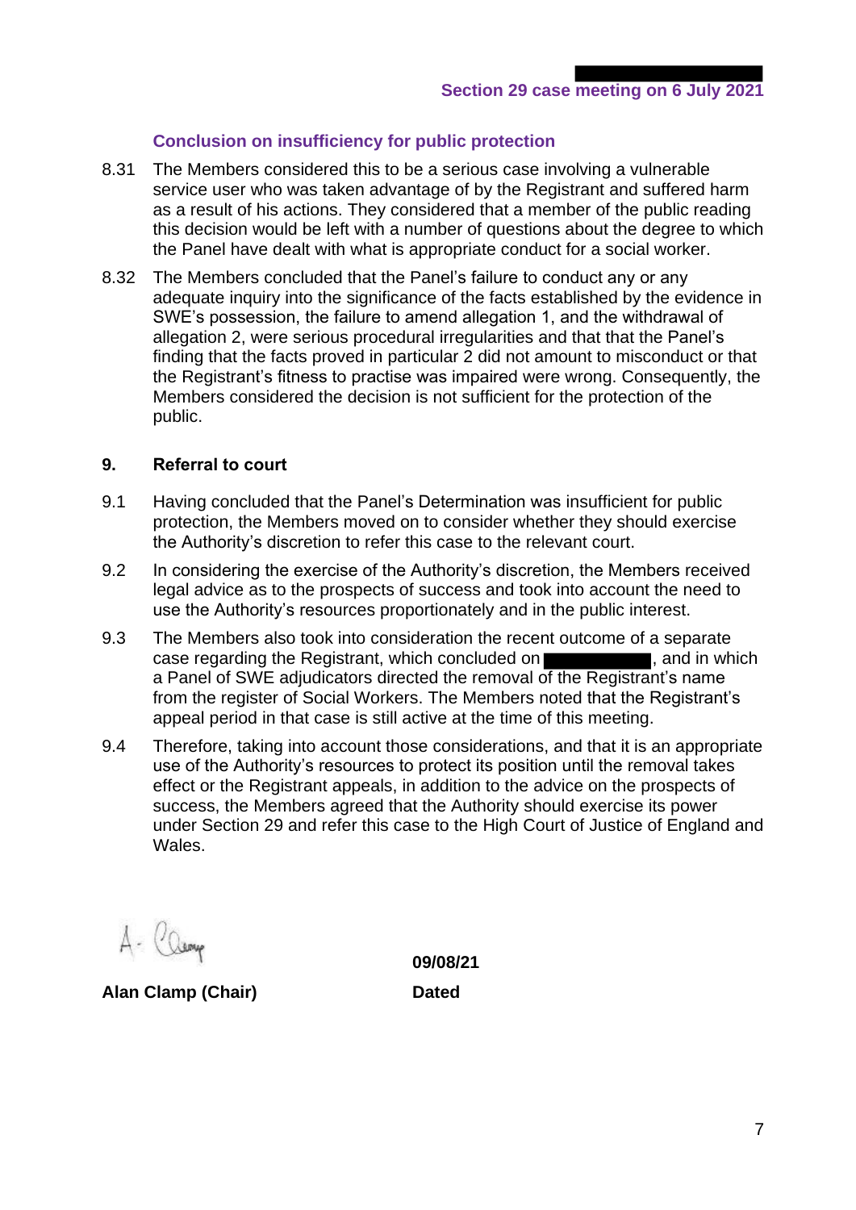### Conclusion on insufficiency for public protection

8.31 The Members considered this to be a serious case involving a vulnerable service user who was taken advantage of by the Registrant and suffered harm as a result of his actions. They considered that a member of the public reading this decision would be left with a number of questions about the degree to which the Panel have dealt with what is appropriate conduct for a social worker.

8.32 The Members concluded that the Panel's failure to conduct any or any adequate inquiry into the significance of the facts established by the evidence in SWE's possession, the failure to amend allegation 1, and the withdrawal of allegation 2, were serious procedural irregularities and that that the Panel's finding that the facts proved in particular 2 did not amount to misconduct or that the Registrant's fitness to practise was impaired were wrong. Consequently, the Members considered the decision is not sufficient for the protection of the public.

## 9. Referral to court

9.1 Having concluded that the Panel's Determination was insufficient for public protection, the Members moved on to consider whether they should exercise the Authority's discretion to refer this case to the relevant court.

9.2 In considering the exercise of the Authority's discretion, the Members received legal advice as to the prospects of success and took into account the need to use the Authority's resources proportionately and in the public interest.

9.3 The Members also took into consideration the recent outcome of a separate case regarding the Registrant, which concluded on [REDACTED], and in which a Panel of SWE adjudicators directed the removal of the Registrant's name from the register of Social Workers. The Members noted that the Registrant's appeal period in that case is still active at the time of this meeting.

9.4 Therefore, taking into account those considerations, and that it is an appropriate use of the Authority's resources to protect its position until the removal takes effect or the Registrant appeals, in addition to the advice on the prospects of success, the Members agreed that the Authority should exercise its power under Section 29 and refer this case to the High Court of Justice of England and Wales.

A. Clamp

**Alan Clamp (Chair)**

**09/08/21**

**Dated**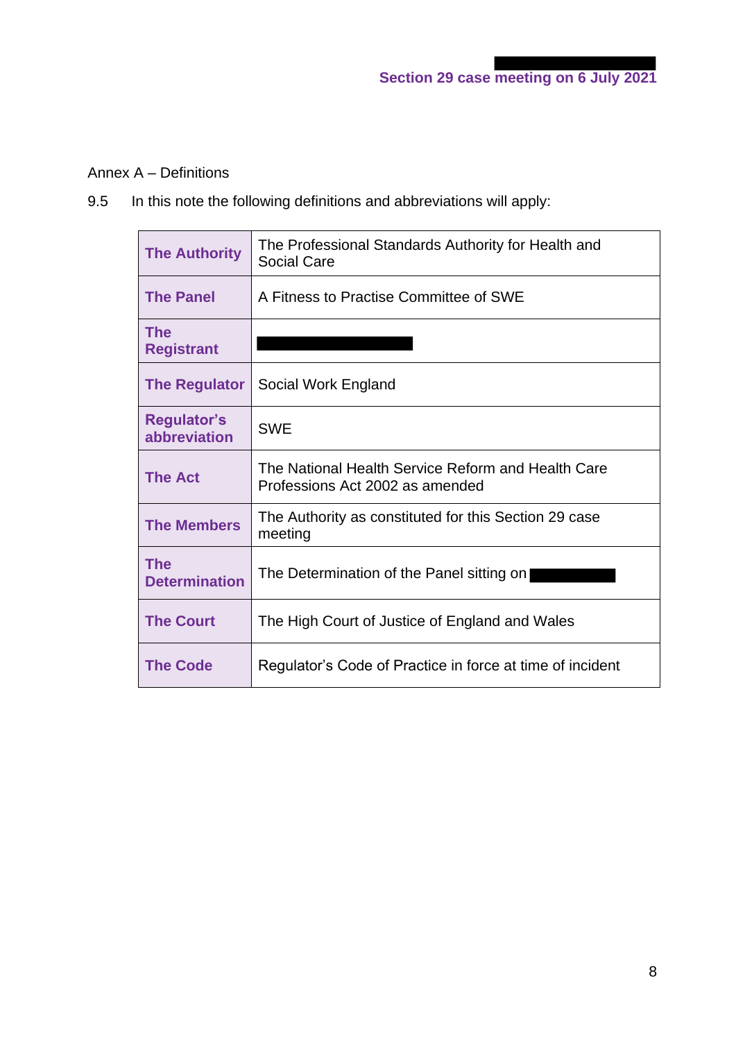Annex A – Definitions

9.5 In this note the following definitions and abbreviations will apply:

| | |
|---|---|
| **The Authority** | The Professional Standards Authority for Health and Social Care |
| **The Panel** | A Fitness to Practise Committee of SWE |
| **The Registrant** | |
| **The Regulator** | Social Work England |
| **Regulator's abbreviation** | SWE |
| **The Act** | The National Health Service Reform and Health Care Professions Act 2002 as amended |
| **The Members** | The Authority as constituted for this Section 29 case meeting |
| **The Determination** | The Determination of the Panel sitting on |
| **The Court** | The High Court of Justice of England and Wales |
| **The Code** | Regulator's Code of Practice in force at time of incident |